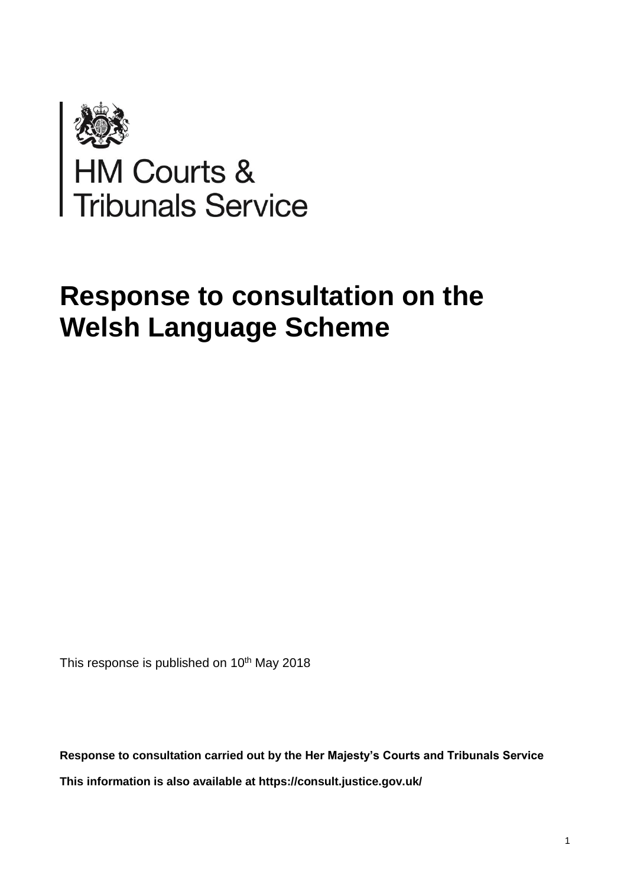HM Courts & Tribunals Service

# Response to consultation on the Welsh Language Scheme

This response is published on 10th May 2018

**Response to consultation carried out by the Her Majesty's Courts and Tribunals Service**

**This information is also available at https://consult.justice.gov.uk/**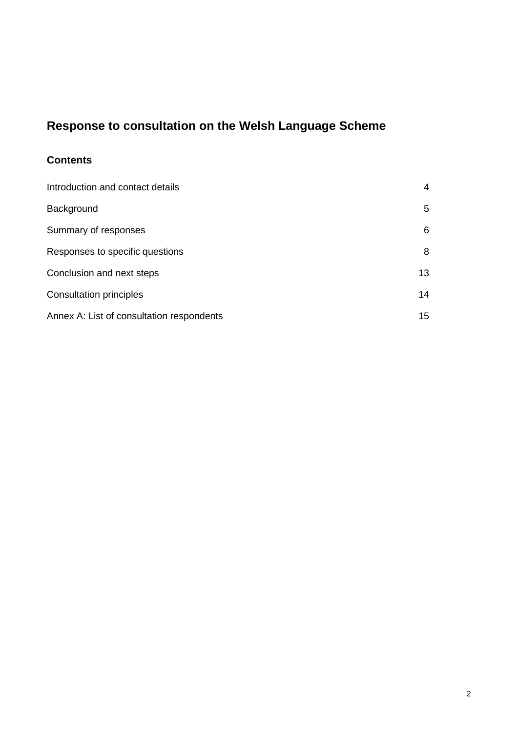# Response to consultation on the Welsh Language Scheme

## Contents

| | |
|---|---|
| Introduction and contact details | 4 |
| Background | 5 |
| Summary of responses | 6 |
| Responses to specific questions | 8 |
| Conclusion and next steps | 13 |
| Consultation principles | 14 |
| Annex A: List of consultation respondents | 15 |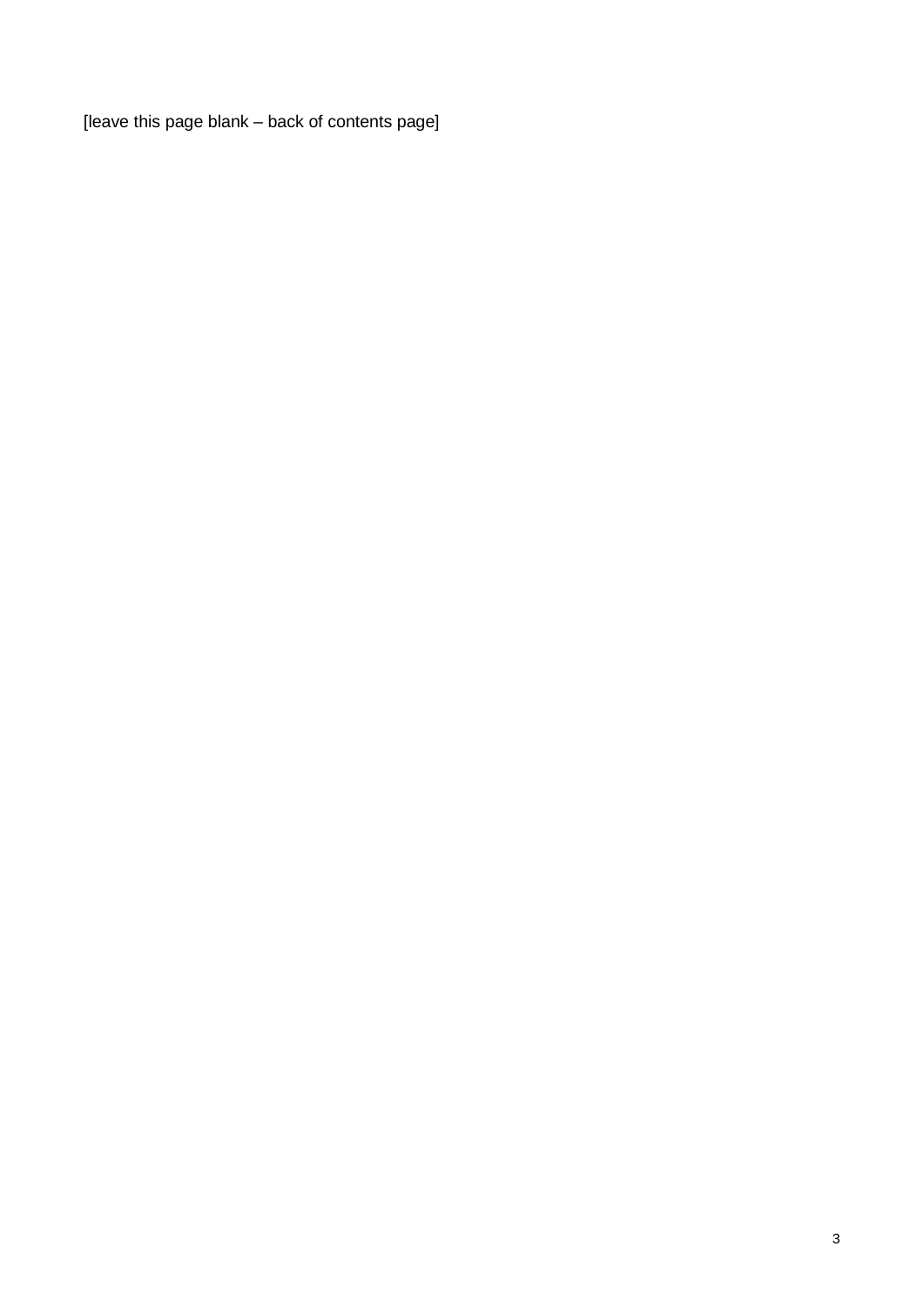[leave this page blank – back of contents page]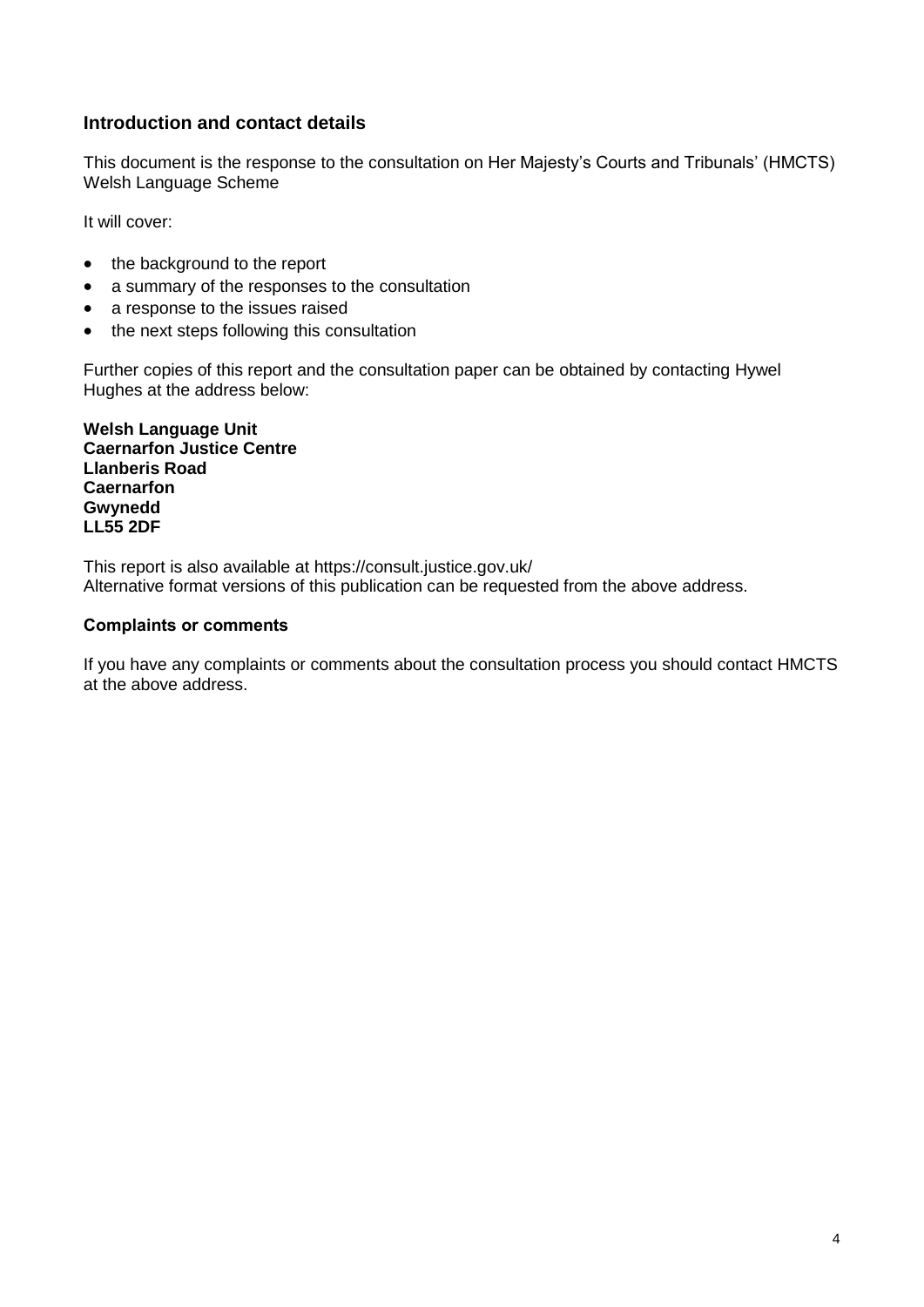## Introduction and contact details

This document is the response to the consultation on Her Majesty's Courts and Tribunals' (HMCTS) Welsh Language Scheme

It will cover:

- the background to the report
- a summary of the responses to the consultation
- a response to the issues raised
- the next steps following this consultation

Further copies of this report and the consultation paper can be obtained by contacting Hywel Hughes at the address below:

**Welsh Language Unit**
**Caernarfon Justice Centre**
**Llanberis Road**
**Caernarfon**
**Gwynedd**
**LL55 2DF**

This report is also available at https://consult.justice.gov.uk/
Alternative format versions of this publication can be requested from the above address.

### Complaints or comments

If you have any complaints or comments about the consultation process you should contact HMCTS at the above address.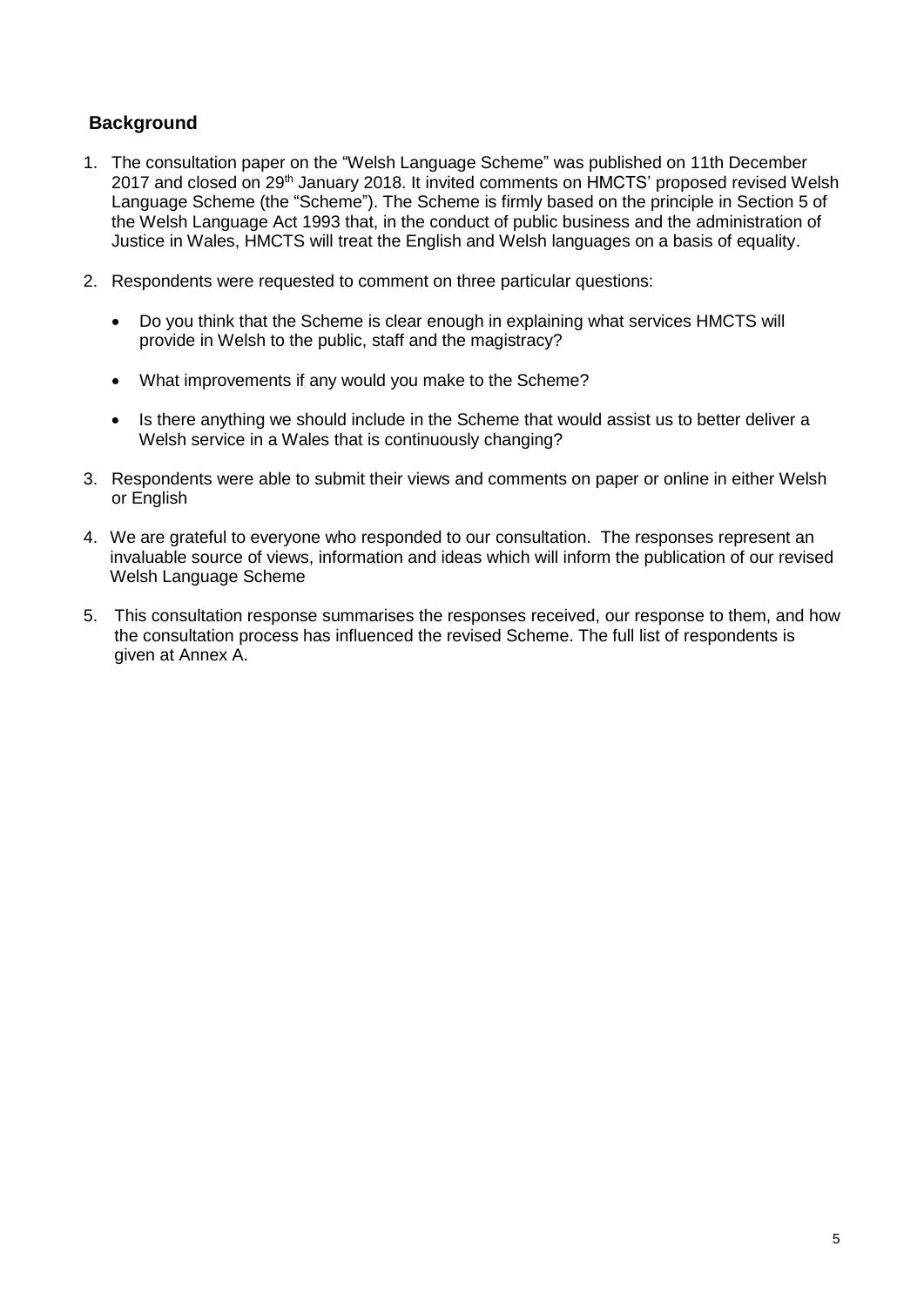## Background

1. The consultation paper on the "Welsh Language Scheme" was published on 11th December 2017 and closed on 29th January 2018. It invited comments on HMCTS' proposed revised Welsh Language Scheme (the "Scheme"). The Scheme is firmly based on the principle in Section 5 of the Welsh Language Act 1993 that, in the conduct of public business and the administration of Justice in Wales, HMCTS will treat the English and Welsh languages on a basis of equality.

2. Respondents were requested to comment on three particular questions:

   - Do you think that the Scheme is clear enough in explaining what services HMCTS will provide in Welsh to the public, staff and the magistracy?
   - What improvements if any would you make to the Scheme?
   - Is there anything we should include in the Scheme that would assist us to better deliver a Welsh service in a Wales that is continuously changing?

3. Respondents were able to submit their views and comments on paper or online in either Welsh or English

4. We are grateful to everyone who responded to our consultation. The responses represent an invaluable source of views, information and ideas which will inform the publication of our revised Welsh Language Scheme

5. This consultation response summarises the responses received, our response to them, and how the consultation process has influenced the revised Scheme. The full list of respondents is given at Annex A.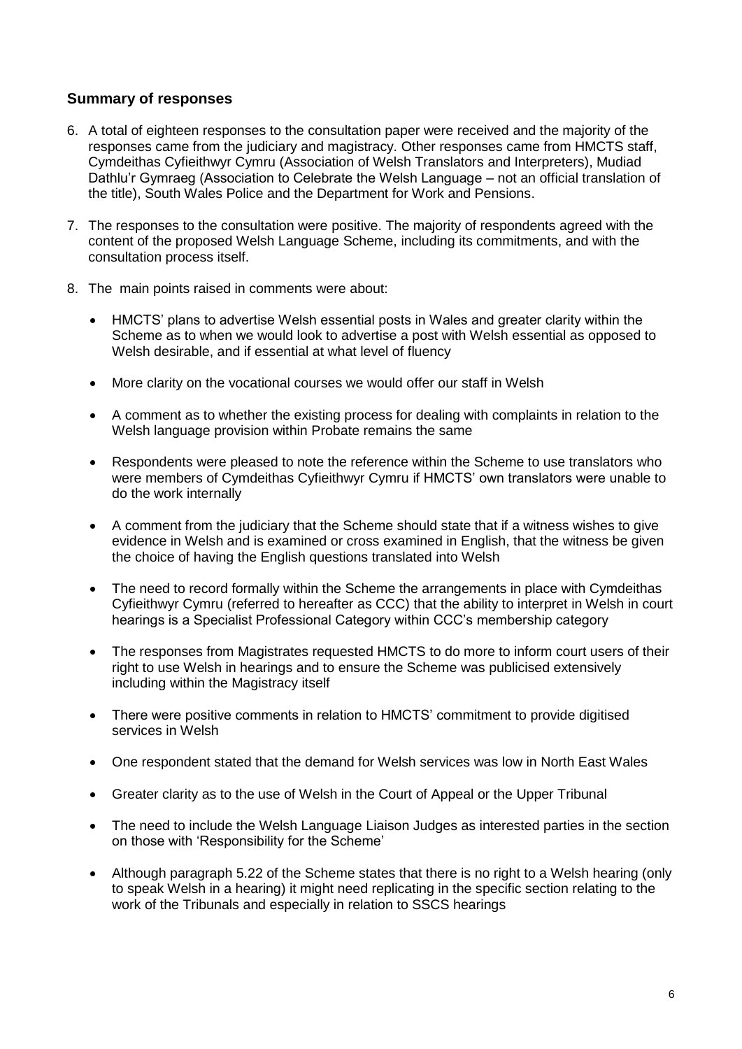## Summary of responses

6. A total of eighteen responses to the consultation paper were received and the majority of the responses came from the judiciary and magistracy. Other responses came from HMCTS staff, Cymdeithas Cyfieithwyr Cymru (Association of Welsh Translators and Interpreters), Mudiad Dathlu'r Gymraeg (Association to Celebrate the Welsh Language – not an official translation of the title), South Wales Police and the Department for Work and Pensions.

7. The responses to the consultation were positive. The majority of respondents agreed with the content of the proposed Welsh Language Scheme, including its commitments, and with the consultation process itself.

8. The main points raised in comments were about:

   - HMCTS' plans to advertise Welsh essential posts in Wales and greater clarity within the Scheme as to when we would look to advertise a post with Welsh essential as opposed to Welsh desirable, and if essential at what level of fluency
   - More clarity on the vocational courses we would offer our staff in Welsh
   - A comment as to whether the existing process for dealing with complaints in relation to the Welsh language provision within Probate remains the same
   - Respondents were pleased to note the reference within the Scheme to use translators who were members of Cymdeithas Cyfieithwyr Cymru if HMCTS' own translators were unable to do the work internally
   - A comment from the judiciary that the Scheme should state that if a witness wishes to give evidence in Welsh and is examined or cross examined in English, that the witness be given the choice of having the English questions translated into Welsh
   - The need to record formally within the Scheme the arrangements in place with Cymdeithas Cyfieithwyr Cymru (referred to hereafter as CCC) that the ability to interpret in Welsh in court hearings is a Specialist Professional Category within CCC's membership category
   - The responses from Magistrates requested HMCTS to do more to inform court users of their right to use Welsh in hearings and to ensure the Scheme was publicised extensively including within the Magistracy itself
   - There were positive comments in relation to HMCTS' commitment to provide digitised services in Welsh
   - One respondent stated that the demand for Welsh services was low in North East Wales
   - Greater clarity as to the use of Welsh in the Court of Appeal or the Upper Tribunal
   - The need to include the Welsh Language Liaison Judges as interested parties in the section on those with 'Responsibility for the Scheme'
   - Although paragraph 5.22 of the Scheme states that there is no right to a Welsh hearing (only to speak Welsh in a hearing) it might need replicating in the specific section relating to the work of the Tribunals and especially in relation to SSCS hearings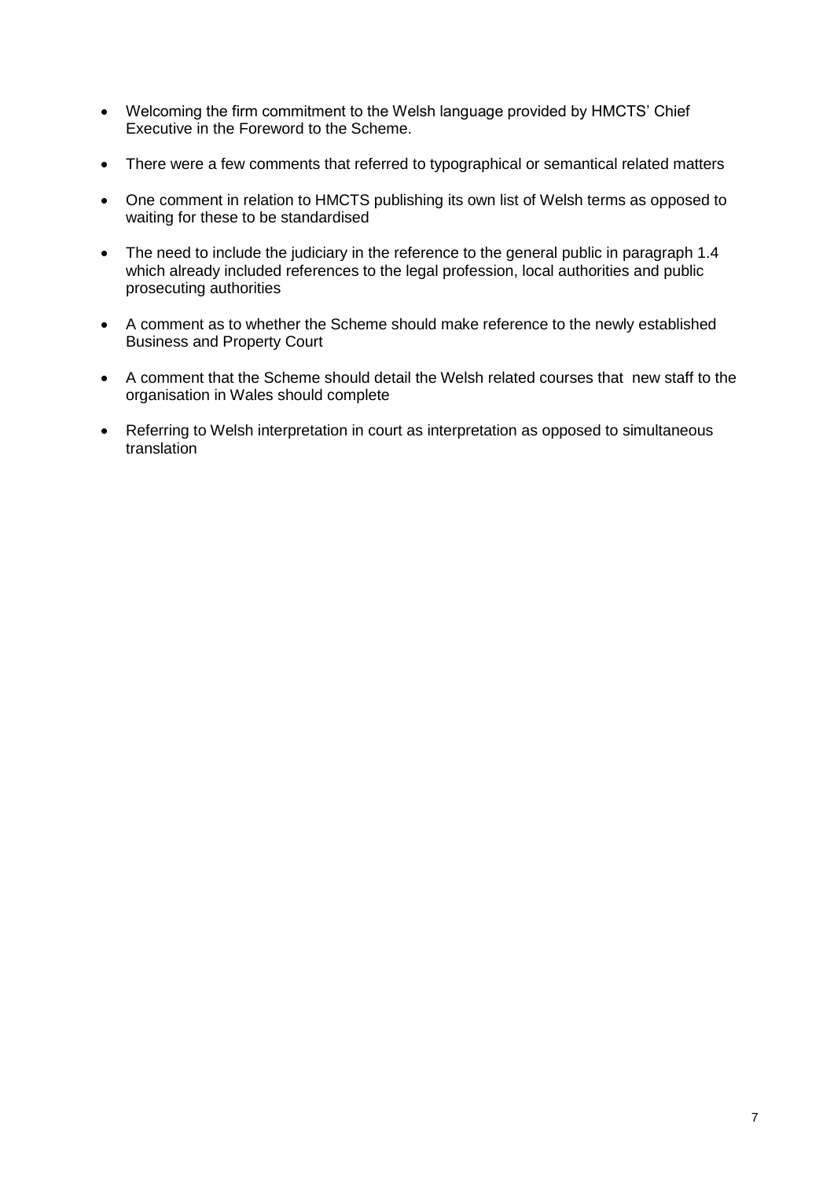- Welcoming the firm commitment to the Welsh language provided by HMCTS' Chief Executive in the Foreword to the Scheme.
- There were a few comments that referred to typographical or semantical related matters
- One comment in relation to HMCTS publishing its own list of Welsh terms as opposed to waiting for these to be standardised
- The need to include the judiciary in the reference to the general public in paragraph 1.4 which already included references to the legal profession, local authorities and public prosecuting authorities
- A comment as to whether the Scheme should make reference to the newly established Business and Property Court
- A comment that the Scheme should detail the Welsh related courses that new staff to the organisation in Wales should complete
- Referring to Welsh interpretation in court as interpretation as opposed to simultaneous translation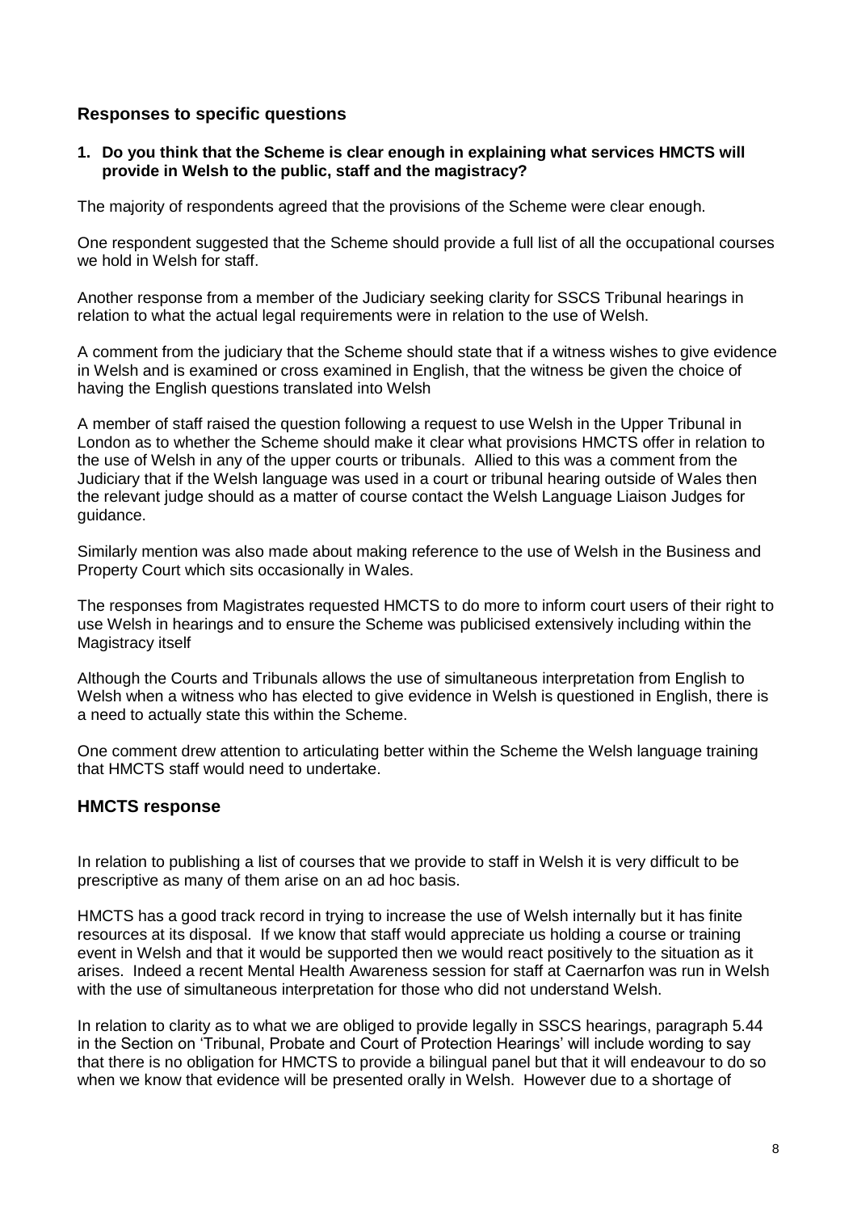## Responses to specific questions

**1. Do you think that the Scheme is clear enough in explaining what services HMCTS will provide in Welsh to the public, staff and the magistracy?**

The majority of respondents agreed that the provisions of the Scheme were clear enough.

One respondent suggested that the Scheme should provide a full list of all the occupational courses we hold in Welsh for staff.

Another response from a member of the Judiciary seeking clarity for SSCS Tribunal hearings in relation to what the actual legal requirements were in relation to the use of Welsh.

A comment from the judiciary that the Scheme should state that if a witness wishes to give evidence in Welsh and is examined or cross examined in English, that the witness be given the choice of having the English questions translated into Welsh

A member of staff raised the question following a request to use Welsh in the Upper Tribunal in London as to whether the Scheme should make it clear what provisions HMCTS offer in relation to the use of Welsh in any of the upper courts or tribunals. Allied to this was a comment from the Judiciary that if the Welsh language was used in a court or tribunal hearing outside of Wales then the relevant judge should as a matter of course contact the Welsh Language Liaison Judges for guidance.

Similarly mention was also made about making reference to the use of Welsh in the Business and Property Court which sits occasionally in Wales.

The responses from Magistrates requested HMCTS to do more to inform court users of their right to use Welsh in hearings and to ensure the Scheme was publicised extensively including within the Magistracy itself

Although the Courts and Tribunals allows the use of simultaneous interpretation from English to Welsh when a witness who has elected to give evidence in Welsh is questioned in English, there is a need to actually state this within the Scheme.

One comment drew attention to articulating better within the Scheme the Welsh language training that HMCTS staff would need to undertake.

## HMCTS response

In relation to publishing a list of courses that we provide to staff in Welsh it is very difficult to be prescriptive as many of them arise on an ad hoc basis.

HMCTS has a good track record in trying to increase the use of Welsh internally but it has finite resources at its disposal. If we know that staff would appreciate us holding a course or training event in Welsh and that it would be supported then we would react positively to the situation as it arises. Indeed a recent Mental Health Awareness session for staff at Caernarfon was run in Welsh with the use of simultaneous interpretation for those who did not understand Welsh.

In relation to clarity as to what we are obliged to provide legally in SSCS hearings, paragraph 5.44 in the Section on 'Tribunal, Probate and Court of Protection Hearings' will include wording to say that there is no obligation for HMCTS to provide a bilingual panel but that it will endeavour to do so when we know that evidence will be presented orally in Welsh. However due to a shortage of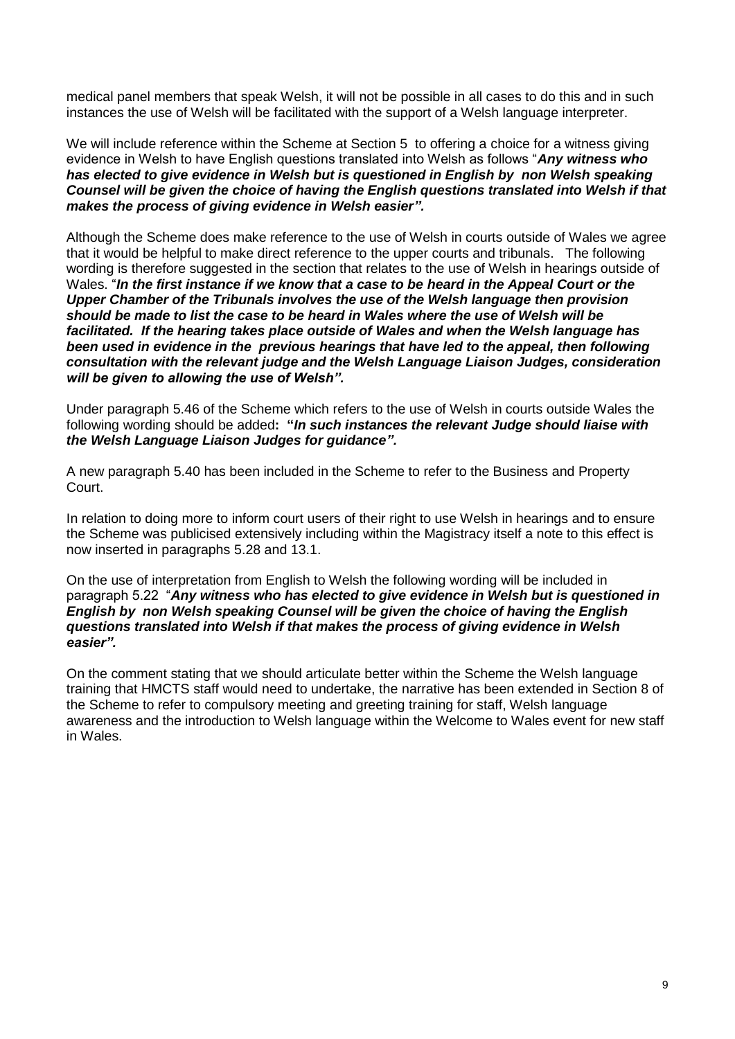medical panel members that speak Welsh, it will not be possible in all cases to do this and in such instances the use of Welsh will be facilitated with the support of a Welsh language interpreter.

We will include reference within the Scheme at Section 5 to offering a choice for a witness giving evidence in Welsh to have English questions translated into Welsh as follows "***Any witness who has elected to give evidence in Welsh but is questioned in English by non Welsh speaking Counsel will be given the choice of having the English questions translated into Welsh if that makes the process of giving evidence in Welsh easier".***

Although the Scheme does make reference to the use of Welsh in courts outside of Wales we agree that it would be helpful to make direct reference to the upper courts and tribunals. The following wording is therefore suggested in the section that relates to the use of Welsh in hearings outside of Wales. "***In the first instance if we know that a case to be heard in the Appeal Court or the Upper Chamber of the Tribunals involves the use of the Welsh language then provision should be made to list the case to be heard in Wales where the use of Welsh will be facilitated. If the hearing takes place outside of Wales and when the Welsh language has been used in evidence in the previous hearings that have led to the appeal, then following consultation with the relevant judge and the Welsh Language Liaison Judges, consideration will be given to allowing the use of Welsh".***

Under paragraph 5.46 of the Scheme which refers to the use of Welsh in courts outside Wales the following wording should be added**: "*In such instances the relevant Judge should liaise with the Welsh Language Liaison Judges for guidance".***

A new paragraph 5.40 has been included in the Scheme to refer to the Business and Property Court.

In relation to doing more to inform court users of their right to use Welsh in hearings and to ensure the Scheme was publicised extensively including within the Magistracy itself a note to this effect is now inserted in paragraphs 5.28 and 13.1.

On the use of interpretation from English to Welsh the following wording will be included in paragraph 5.22 "***Any witness who has elected to give evidence in Welsh but is questioned in English by non Welsh speaking Counsel will be given the choice of having the English questions translated into Welsh if that makes the process of giving evidence in Welsh easier".***

On the comment stating that we should articulate better within the Scheme the Welsh language training that HMCTS staff would need to undertake, the narrative has been extended in Section 8 of the Scheme to refer to compulsory meeting and greeting training for staff, Welsh language awareness and the introduction to Welsh language within the Welcome to Wales event for new staff in Wales.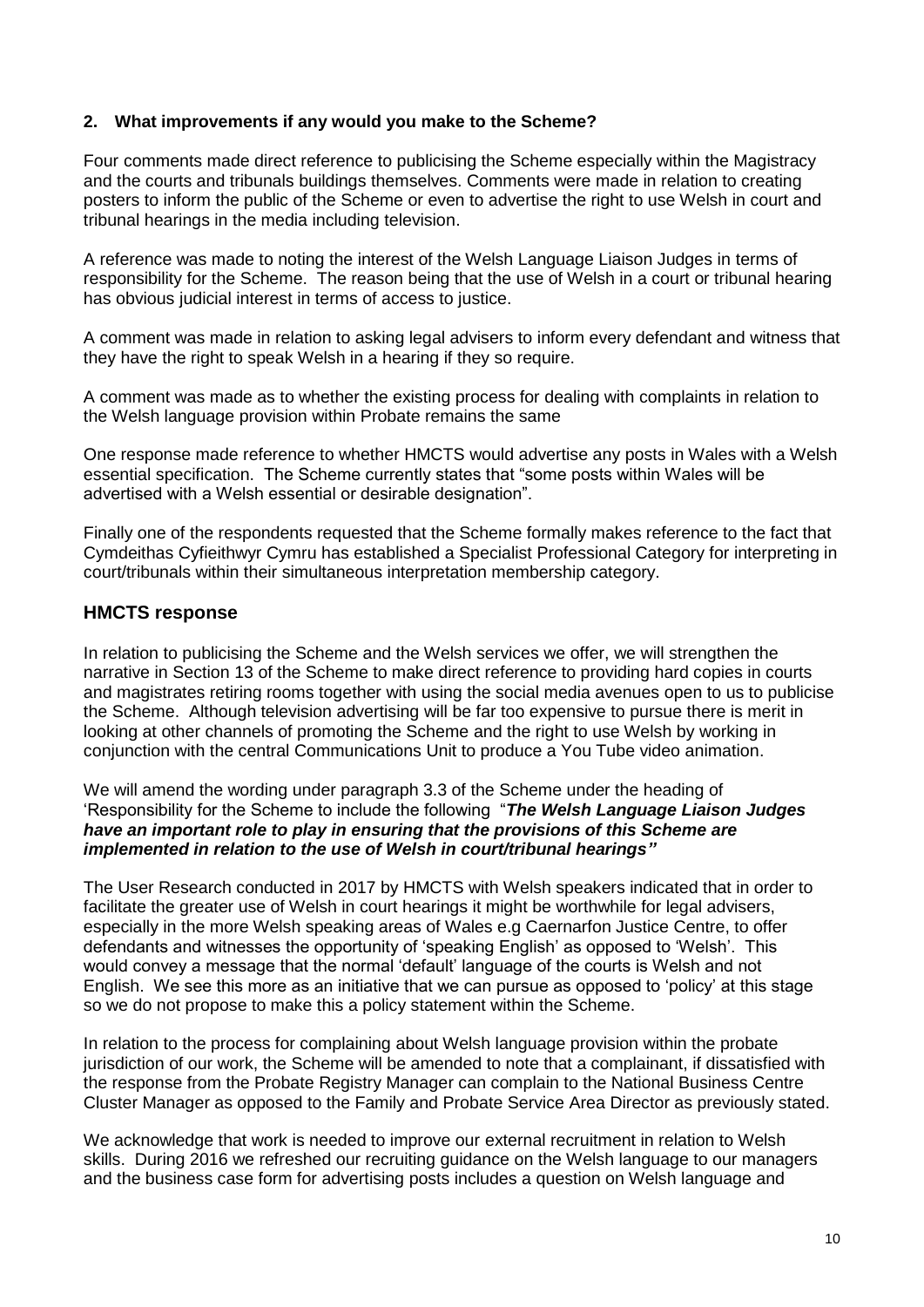### 2. What improvements if any would you make to the Scheme?

Four comments made direct reference to publicising the Scheme especially within the Magistracy and the courts and tribunals buildings themselves. Comments were made in relation to creating posters to inform the public of the Scheme or even to advertise the right to use Welsh in court and tribunal hearings in the media including television.

A reference was made to noting the interest of the Welsh Language Liaison Judges in terms of responsibility for the Scheme. The reason being that the use of Welsh in a court or tribunal hearing has obvious judicial interest in terms of access to justice.

A comment was made in relation to asking legal advisers to inform every defendant and witness that they have the right to speak Welsh in a hearing if they so require.

A comment was made as to whether the existing process for dealing with complaints in relation to the Welsh language provision within Probate remains the same

One response made reference to whether HMCTS would advertise any posts in Wales with a Welsh essential specification. The Scheme currently states that "some posts within Wales will be advertised with a Welsh essential or desirable designation".

Finally one of the respondents requested that the Scheme formally makes reference to the fact that Cymdeithas Cyfieithwyr Cymru has established a Specialist Professional Category for interpreting in court/tribunals within their simultaneous interpretation membership category.

## HMCTS response

In relation to publicising the Scheme and the Welsh services we offer, we will strengthen the narrative in Section 13 of the Scheme to make direct reference to providing hard copies in courts and magistrates retiring rooms together with using the social media avenues open to us to publicise the Scheme. Although television advertising will be far too expensive to pursue there is merit in looking at other channels of promoting the Scheme and the right to use Welsh by working in conjunction with the central Communications Unit to produce a You Tube video animation.

We will amend the wording under paragraph 3.3 of the Scheme under the heading of 'Responsibility for the Scheme to include the following "***The Welsh Language Liaison Judges have an important role to play in ensuring that the provisions of this Scheme are implemented in relation to the use of Welsh in court/tribunal hearings"***

The User Research conducted in 2017 by HMCTS with Welsh speakers indicated that in order to facilitate the greater use of Welsh in court hearings it might be worthwhile for legal advisers, especially in the more Welsh speaking areas of Wales e.g Caernarfon Justice Centre, to offer defendants and witnesses the opportunity of 'speaking English' as opposed to 'Welsh'. This would convey a message that the normal 'default' language of the courts is Welsh and not English. We see this more as an initiative that we can pursue as opposed to 'policy' at this stage so we do not propose to make this a policy statement within the Scheme.

In relation to the process for complaining about Welsh language provision within the probate jurisdiction of our work, the Scheme will be amended to note that a complainant, if dissatisfied with the response from the Probate Registry Manager can complain to the National Business Centre Cluster Manager as opposed to the Family and Probate Service Area Director as previously stated.

We acknowledge that work is needed to improve our external recruitment in relation to Welsh skills. During 2016 we refreshed our recruiting guidance on the Welsh language to our managers and the business case form for advertising posts includes a question on Welsh language and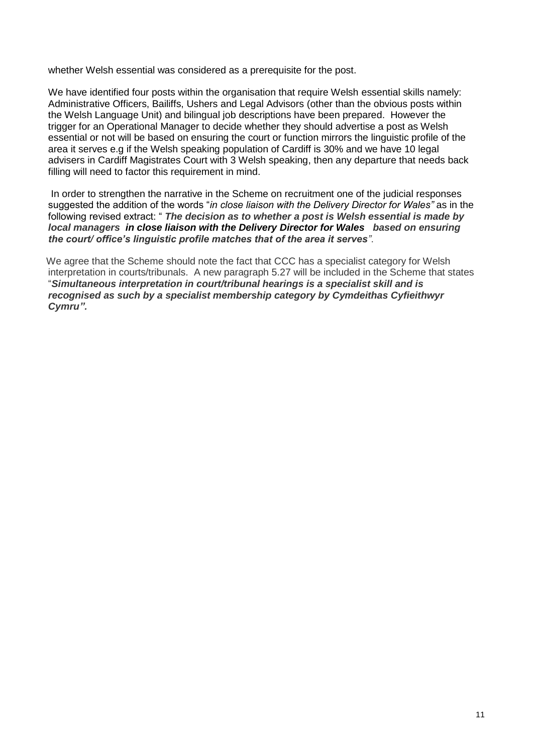whether Welsh essential was considered as a prerequisite for the post.

We have identified four posts within the organisation that require Welsh essential skills namely: Administrative Officers, Bailiffs, Ushers and Legal Advisors (other than the obvious posts within the Welsh Language Unit) and bilingual job descriptions have been prepared. However the trigger for an Operational Manager to decide whether they should advertise a post as Welsh essential or not will be based on ensuring the court or function mirrors the linguistic profile of the area it serves e.g if the Welsh speaking population of Cardiff is 30% and we have 10 legal advisers in Cardiff Magistrates Court with 3 Welsh speaking, then any departure that needs back filling will need to factor this requirement in mind.

In order to strengthen the narrative in the Scheme on recruitment one of the judicial responses suggested the addition of the words "*in close liaison with the Delivery Director for Wales"* as in the following revised extract: " ***The decision as to whether a post is Welsh essential is made by local managers in close liaison with the Delivery Director for Wales based on ensuring the court/ office's linguistic profile matches that of the area it serves***".

We agree that the Scheme should note the fact that CCC has a specialist category for Welsh interpretation in courts/tribunals. A new paragraph 5.27 will be included in the Scheme that states "***Simultaneous interpretation in court/tribunal hearings is a specialist skill and is recognised as such by a specialist membership category by Cymdeithas Cyfieithwyr Cymru".***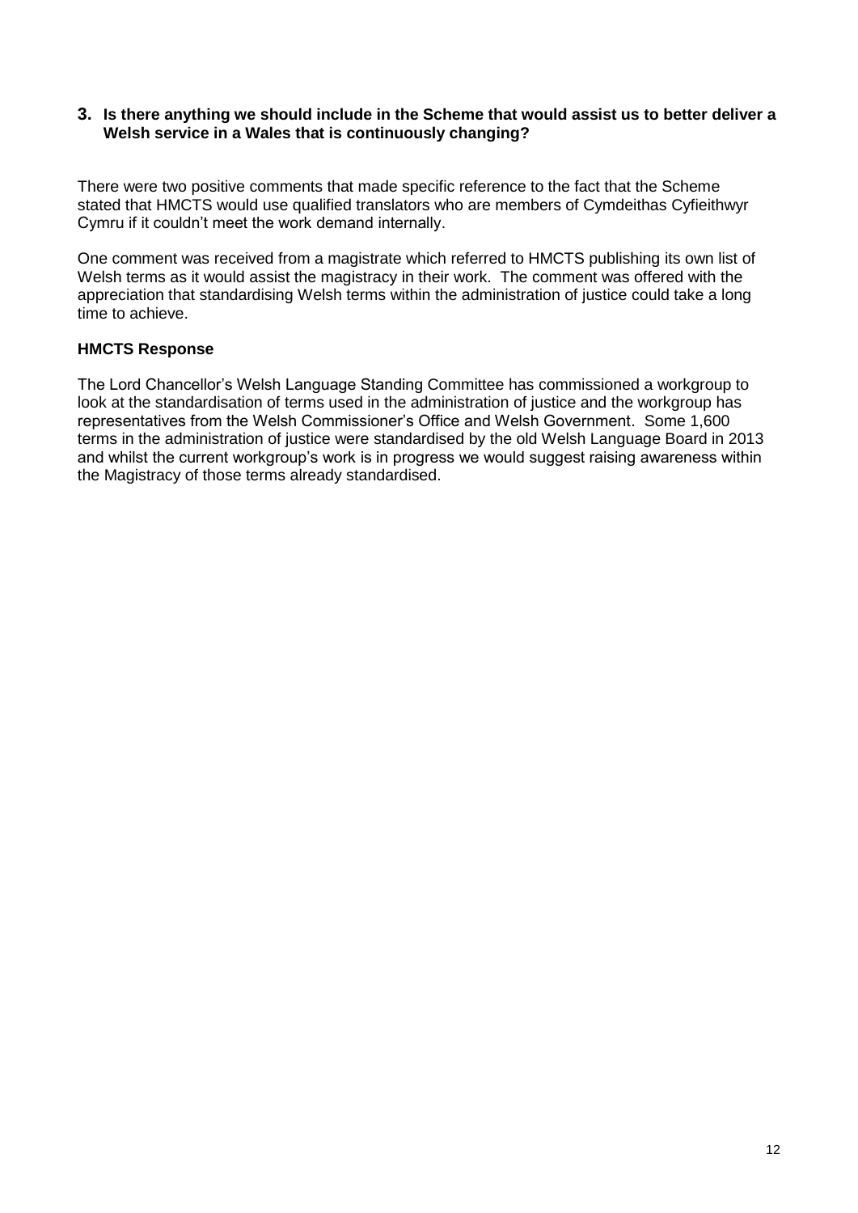### 3. Is there anything we should include in the Scheme that would assist us to better deliver a Welsh service in a Wales that is continuously changing?

There were two positive comments that made specific reference to the fact that the Scheme stated that HMCTS would use qualified translators who are members of Cymdeithas Cyfieithwyr Cymru if it couldn't meet the work demand internally.

One comment was received from a magistrate which referred to HMCTS publishing its own list of Welsh terms as it would assist the magistracy in their work. The comment was offered with the appreciation that standardising Welsh terms within the administration of justice could take a long time to achieve.

**HMCTS Response**

The Lord Chancellor's Welsh Language Standing Committee has commissioned a workgroup to look at the standardisation of terms used in the administration of justice and the workgroup has representatives from the Welsh Commissioner's Office and Welsh Government. Some 1,600 terms in the administration of justice were standardised by the old Welsh Language Board in 2013 and whilst the current workgroup's work is in progress we would suggest raising awareness within the Magistracy of those terms already standardised.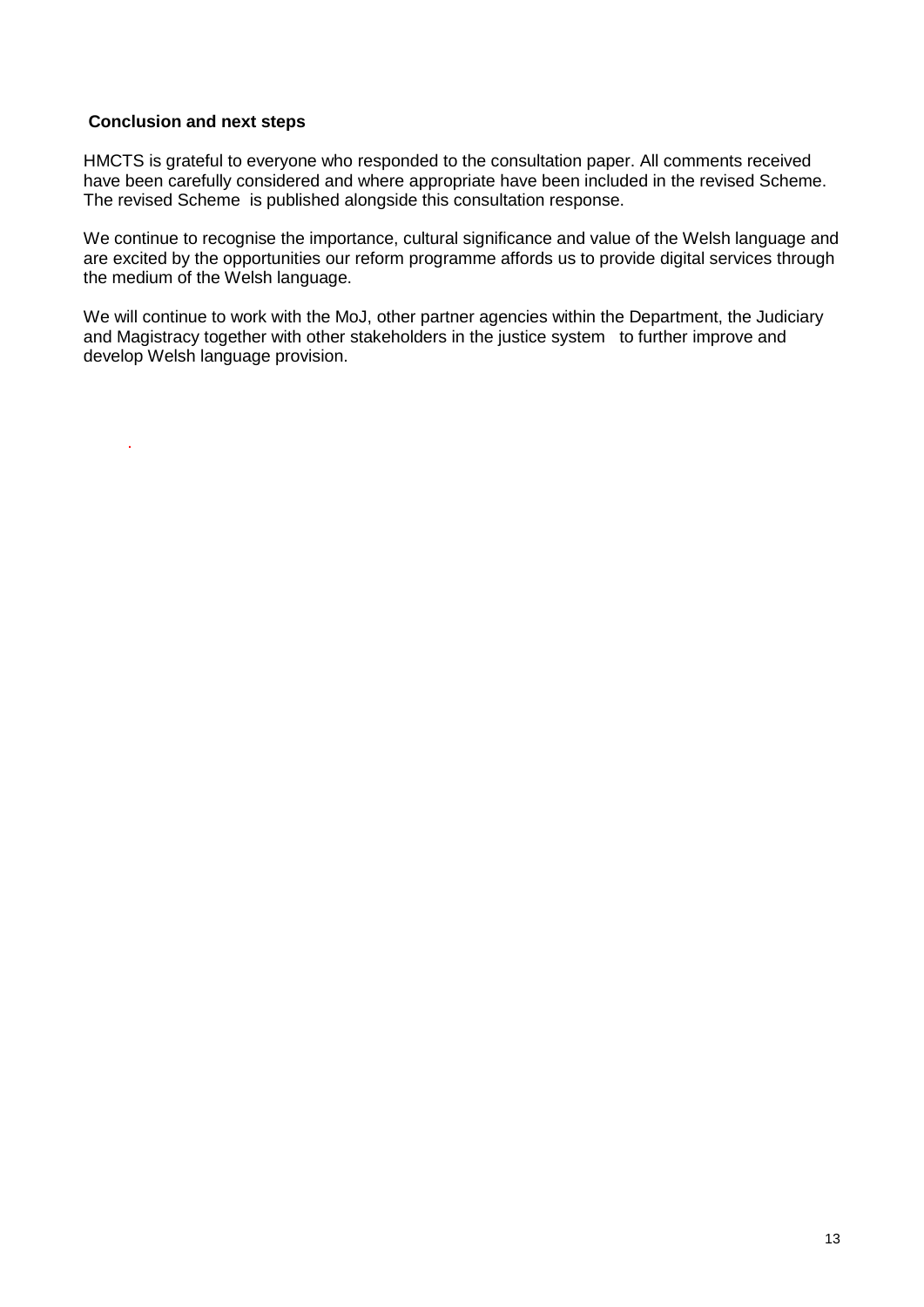## Conclusion and next steps

HMCTS is grateful to everyone who responded to the consultation paper. All comments received have been carefully considered and where appropriate have been included in the revised Scheme. The revised Scheme is published alongside this consultation response.

We continue to recognise the importance, cultural significance and value of the Welsh language and are excited by the opportunities our reform programme affords us to provide digital services through the medium of the Welsh language.

We will continue to work with the MoJ, other partner agencies within the Department, the Judiciary and Magistracy together with other stakeholders in the justice system to further improve and develop Welsh language provision.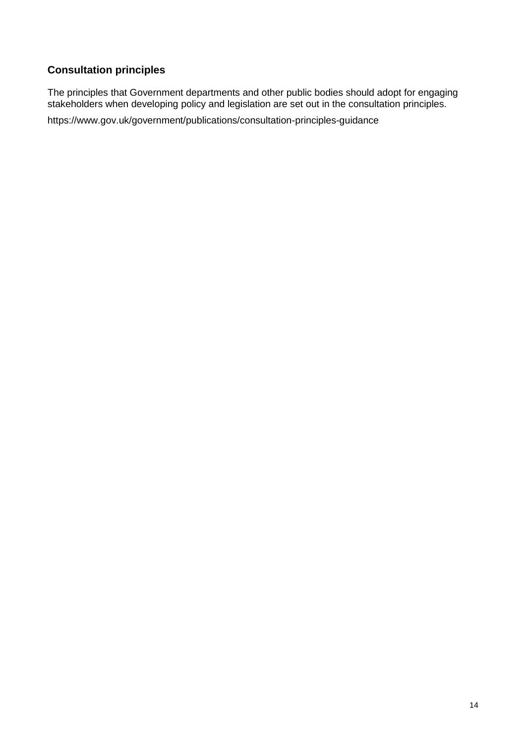### Consultation principles

The principles that Government departments and other public bodies should adopt for engaging stakeholders when developing policy and legislation are set out in the consultation principles.

https://www.gov.uk/government/publications/consultation-principles-guidance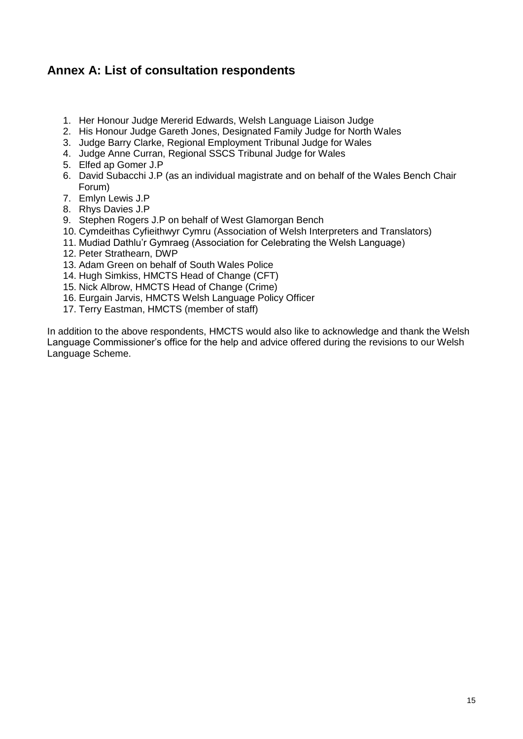## Annex A: List of consultation respondents

1. Her Honour Judge Mererid Edwards, Welsh Language Liaison Judge
2. His Honour Judge Gareth Jones, Designated Family Judge for North Wales
3. Judge Barry Clarke, Regional Employment Tribunal Judge for Wales
4. Judge Anne Curran, Regional SSCS Tribunal Judge for Wales
5. Elfed ap Gomer J.P
6. David Subacchi J.P (as an individual magistrate and on behalf of the Wales Bench Chair Forum)
7. Emlyn Lewis J.P
8. Rhys Davies J.P
9. Stephen Rogers J.P on behalf of West Glamorgan Bench
10. Cymdeithas Cyfieithwyr Cymru (Association of Welsh Interpreters and Translators)
11. Mudiad Dathlu'r Gymraeg (Association for Celebrating the Welsh Language)
12. Peter Strathearn, DWP
13. Adam Green on behalf of South Wales Police
14. Hugh Simkiss, HMCTS Head of Change (CFT)
15. Nick Albrow, HMCTS Head of Change (Crime)
16. Eurgain Jarvis, HMCTS Welsh Language Policy Officer
17. Terry Eastman, HMCTS (member of staff)

In addition to the above respondents, HMCTS would also like to acknowledge and thank the Welsh Language Commissioner's office for the help and advice offered during the revisions to our Welsh Language Scheme.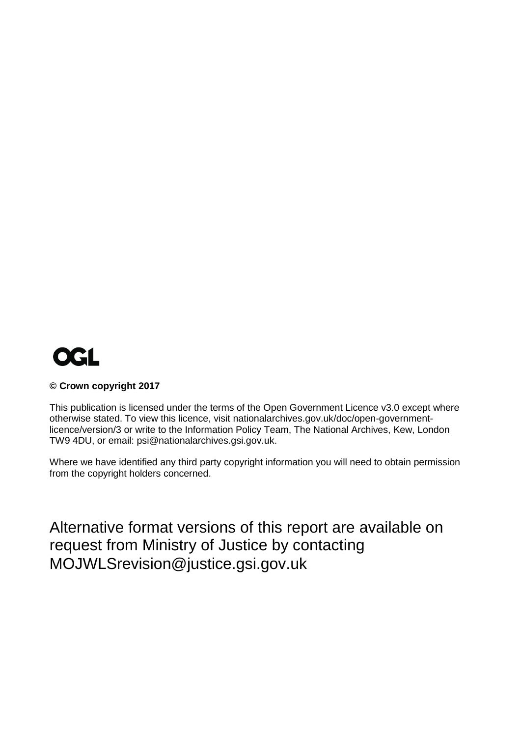OGL

**© Crown copyright 2017**

This publication is licensed under the terms of the Open Government Licence v3.0 except where otherwise stated. To view this licence, visit nationalarchives.gov.uk/doc/open-government-licence/version/3 or write to the Information Policy Team, The National Archives, Kew, London TW9 4DU, or email: psi@nationalarchives.gsi.gov.uk.

Where we have identified any third party copyright information you will need to obtain permission from the copyright holders concerned.

Alternative format versions of this report are available on request from Ministry of Justice by contacting MOJWLSrevision@justice.gsi.gov.uk